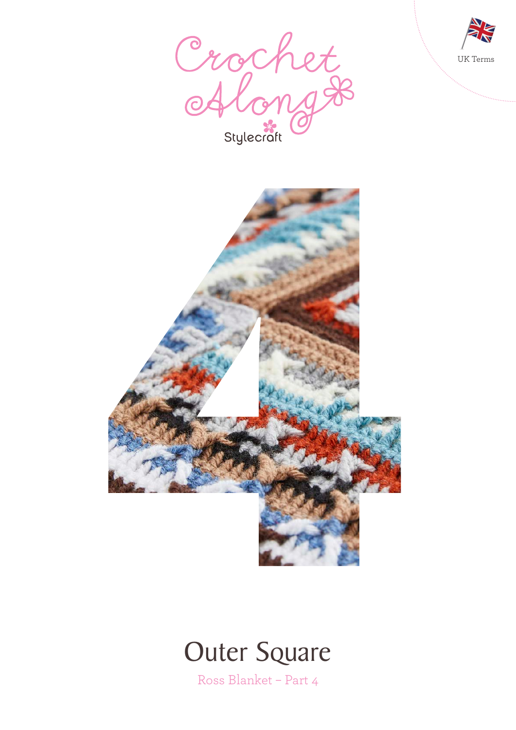UK Terms

# Crochet Along

Stylecraft

4

# Outer Square

Ross Blanket – Part 4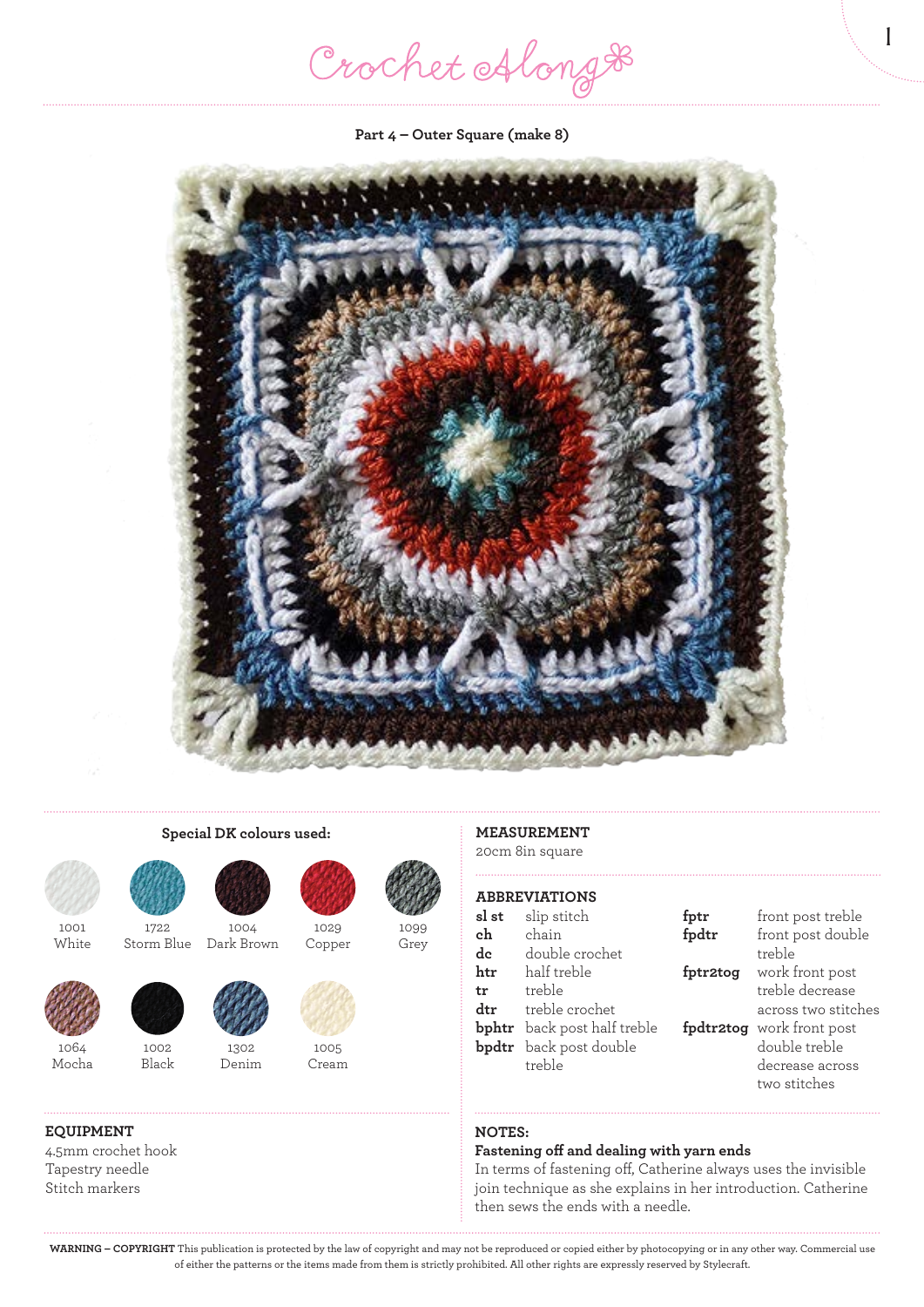# Crochet Along

## Part 4 – Outer Square (make 8)

### Special DK colours used:

- 1001 White
- 1722 Storm Blue
- 1004 Dark Brown
- 1029 Copper
- 1099 Grey
- 1064 Mocha
- 1002 Black
- 1302 Denim
- 1005 Cream

### MEASUREMENT

20cm 8in square

### ABBREVIATIONS

| | |
|---|---|
| **sl st** | slip stitch |
| **ch** | chain |
| **dc** | double crochet |
| **htr** | half treble |
| **tr** | treble |
| **dtr** | treble crochet |
| **bphtr** | back post half treble |
| **bpdtr** | back post double treble |
| **fptr** | front post treble |
| **fpdtr** | front post double treble |
| **fptr2tog** | work front post treble decrease across two stitches |
| **fpdtr2tog** | work front post double treble decrease across two stitches |

### EQUIPMENT

4.5mm crochet hook
Tapestry needle
Stitch markers

### NOTES:

**Fastening off and dealing with yarn ends**

In terms of fastening off, Catherine always uses the invisible join technique as she explains in her introduction. Catherine then sews the ends with a needle.

**WARNING – COPYRIGHT** This publication is protected by the law of copyright and may not be reproduced or copied either by photocopying or in any other way. Commercial use of either the patterns or the items made from them is strictly prohibited. All other rights are expressly reserved by Stylecraft.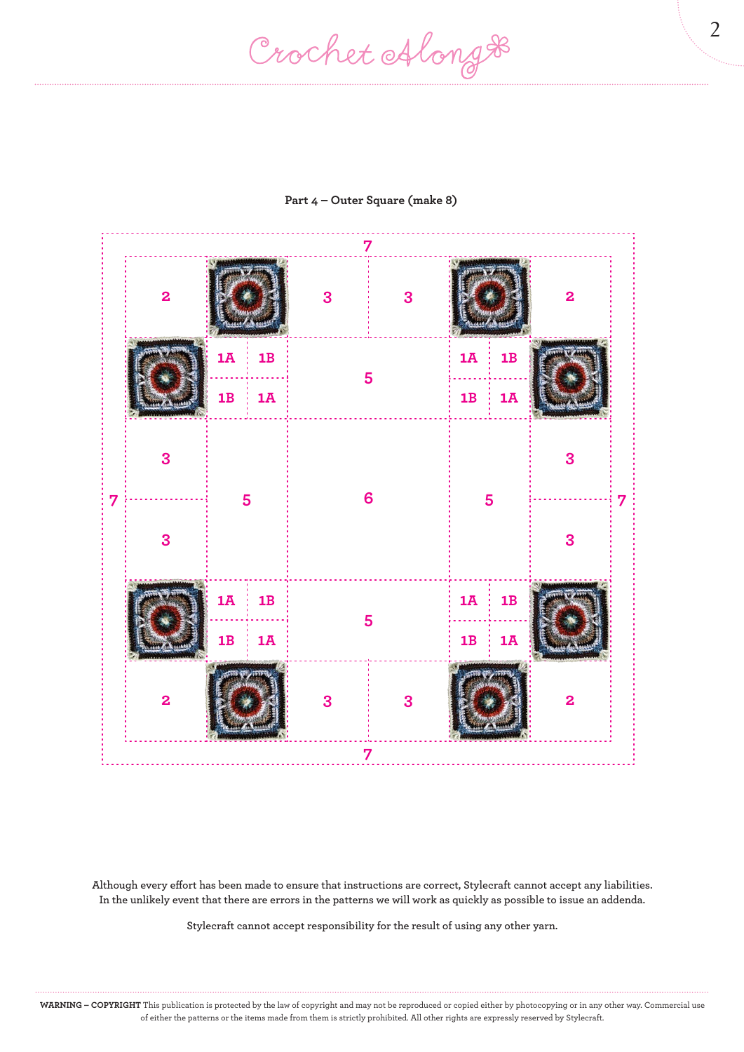**Part 4 – Outer Square (make 8)**

| | | | | | | | | |
|---|---|---|---|---|---|---|---|---|
| | | | | 7 | | | | |
| | 2 | | 3 | 3 | | 2 | | |
| | | 1A 1B / 1B 1A | 5 | | 1A 1B / 1B 1A | | | |
| 7 | 3 / 3 | 5 | 6 | | 5 | 3 / 3 | | 7 |
| | | 1A 1B / 1B 1A | 5 | | 1A 1B / 1B 1A | | | |
| | 2 | | 3 | 3 | | 2 | | |
| | | | | 7 | | | | |

Although every effort has been made to ensure that instructions are correct, Stylecraft cannot accept any liabilities. In the unlikely event that there are errors in the patterns we will work as quickly as possible to issue an addenda.

Stylecraft cannot accept responsibility for the result of using any other yarn.

**WARNING – COPYRIGHT** This publication is protected by the law of copyright and may not be reproduced or copied either by photocopying or in any other way. Commercial use of either the patterns or the items made from them is strictly prohibited. All other rights are expressly reserved by Stylecraft.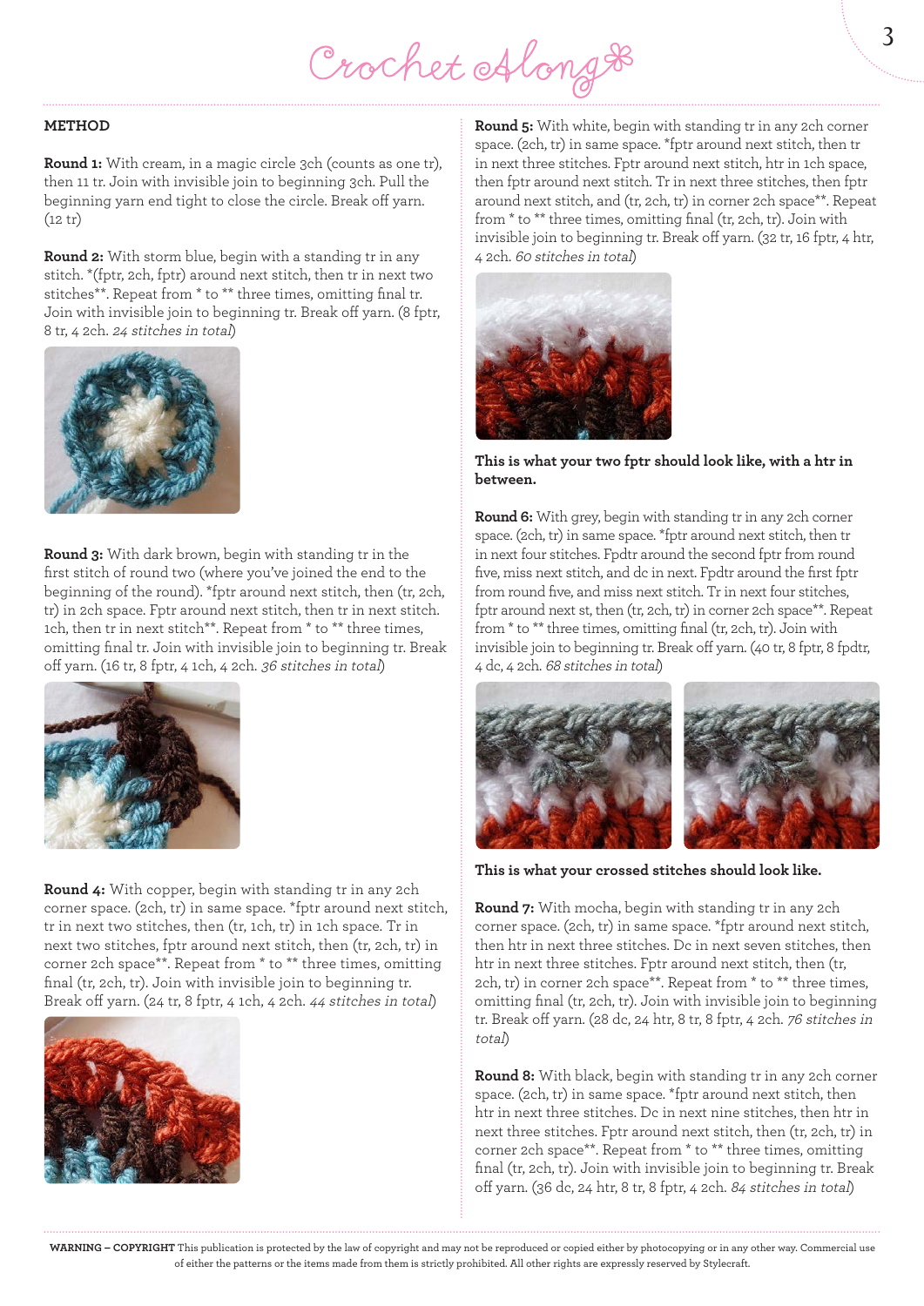## METHOD

**Round 1:** With cream, in a magic circle 3ch (counts as one tr), then 11 tr. Join with invisible join to beginning 3ch. Pull the beginning yarn end tight to close the circle. Break off yarn. (12 tr)

**Round 2:** With storm blue, begin with a standing tr in any stitch. *(fptr, 2ch, fptr) around next stitch, then tr in next two stitches**. Repeat from * to ** three times, omitting final tr. Join with invisible join to beginning tr. Break off yarn. (8 fptr, 8 tr, 4 2ch. *24 stitches in total*)

**Round 3:** With dark brown, begin with standing tr in the first stitch of round two (where you've joined the end to the beginning of the round). *fptr around next stitch, then (tr, 2ch, tr) in 2ch space. Fptr around next stitch, then tr in next stitch. 1ch, then tr in next stitch**. Repeat from * to ** three times, omitting final tr. Join with invisible join to beginning tr. Break off yarn. (16 tr, 8 fptr, 4 1ch, 4 2ch. *36 stitches in total*)

**Round 4:** With copper, begin with standing tr in any 2ch corner space. (2ch, tr) in same space. *fptr around next stitch, tr in next two stitches, then (tr, 1ch, tr) in 1ch space. Tr in next two stitches, fptr around next stitch, then (tr, 2ch, tr) in corner 2ch space**. Repeat from * to ** three times, omitting final (tr, 2ch, tr). Join with invisible join to beginning tr. Break off yarn. (24 tr, 8 fptr, 4 1ch, 4 2ch. *44 stitches in total*)

**Round 5:** With white, begin with standing tr in any 2ch corner space. (2ch, tr) in same space. *fptr around next stitch, then tr in next three stitches. Fptr around next stitch, htr in 1ch space, then fptr around next stitch. Tr in next three stitches, then fptr around next stitch, and (tr, 2ch, tr) in corner 2ch space**. Repeat from * to ** three times, omitting final (tr, 2ch, tr). Join with invisible join to beginning tr. Break off yarn. (32 tr, 16 fptr, 4 htr, 4 2ch. *60 stitches in total*)

**This is what your two fptr should look like, with a htr in between.**

**Round 6:** With grey, begin with standing tr in any 2ch corner space. (2ch, tr) in same space. *fptr around next stitch, then tr in next four stitches. Fpdtr around the second fptr from round five, miss next stitch, and dc in next. Fpdtr around the first fptr from round five, and miss next stitch. Tr in next four stitches, fptr around next st, then (tr, 2ch, tr) in corner 2ch space**. Repeat from * to ** three times, omitting final (tr, 2ch, tr). Join with invisible join to beginning tr. Break off yarn. (40 tr, 8 fptr, 8 fpdtr, 4 dc, 4 2ch. *68 stitches in total*)

**This is what your crossed stitches should look like.**

**Round 7:** With mocha, begin with standing tr in any 2ch corner space. (2ch, tr) in same space. *fptr around next stitch, then htr in next three stitches. Dc in next seven stitches, then htr in next three stitches. Fptr around next stitch, then (tr, 2ch, tr) in corner 2ch space**. Repeat from * to ** three times, omitting final (tr, 2ch, tr). Join with invisible join to beginning tr. Break off yarn. (28 dc, 24 htr, 8 tr, 8 fptr, 4 2ch. *76 stitches in total*)

**Round 8:** With black, begin with standing tr in any 2ch corner space. (2ch, tr) in same space. *fptr around next stitch, then htr in next three stitches. Dc in next nine stitches, then htr in next three stitches. Fptr around next stitch, then (tr, 2ch, tr) in corner 2ch space**. Repeat from * to ** three times, omitting final (tr, 2ch, tr). Join with invisible join to beginning tr. Break off yarn. (36 dc, 24 htr, 8 tr, 8 fptr, 4 2ch. *84 stitches in total*)

**WARNING – COPYRIGHT** This publication is protected by the law of copyright and may not be reproduced or copied either by photocopying or in any other way. Commercial use of either the patterns or the items made from them is strictly prohibited. All other rights are expressly reserved by Stylecraft.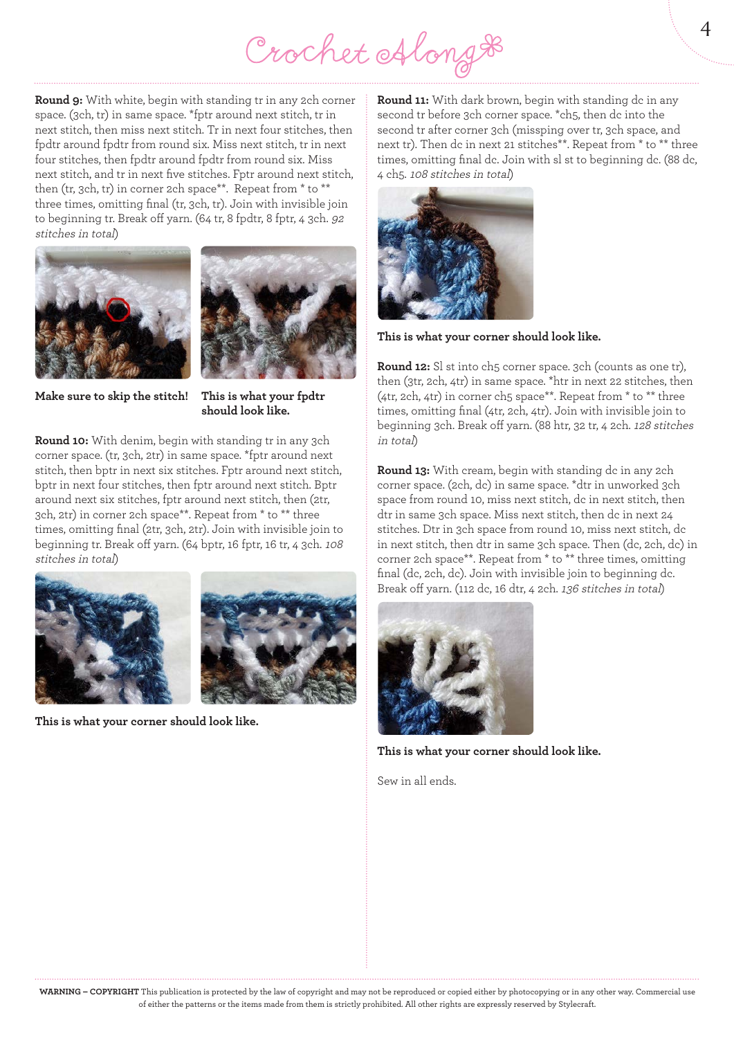**Round 9:** With white, begin with standing tr in any 2ch corner space. (3ch, tr) in same space. *fptr around next stitch, tr in next stitch, then miss next stitch. Tr in next four stitches, then fpdtr around fpdtr from round six. Miss next stitch, tr in next four stitches, then fpdtr around fpdtr from round six. Miss next stitch, and tr in next five stitches. Fptr around next stitch, then (tr, 3ch, tr) in corner 2ch space**. Repeat from * to ** three times, omitting final (tr, 3ch, tr). Join with invisible join to beginning tr. Break off yarn. (64 tr, 8 fpdtr, 8 fptr, 4 3ch. *92 stitches in total*)

**Make sure to skip the stitch!**

**This is what your fpdtr should look like.**

**Round 10:** With denim, begin with standing tr in any 3ch corner space. (tr, 3ch, 2tr) in same space. *fptr around next stitch, then bptr in next six stitches. Fptr around next stitch, bptr in next four stitches, then fptr around next stitch. Bptr around next six stitches, fptr around next stitch, then (2tr, 3ch, 2tr) in corner 2ch space**. Repeat from * to ** three times, omitting final (2tr, 3ch, 2tr). Join with invisible join to beginning tr. Break off yarn. (64 bptr, 16 fptr, 16 tr, 4 3ch. *108 stitches in total*)

**This is what your corner should look like.**

**Round 11:** With dark brown, begin with standing dc in any second tr before 3ch corner space. *ch5, then dc into the second tr after corner 3ch (missping over tr, 3ch space, and next tr). Then dc in next 21 stitches**. Repeat from * to ** three times, omitting final dc. Join with sl st to beginning dc. (88 dc, 4 ch5. *108 stitches in total*)

**This is what your corner should look like.**

**Round 12:** Sl st into ch5 corner space. 3ch (counts as one tr), then (3tr, 2ch, 4tr) in same space. *htr in next 22 stitches, then (4tr, 2ch, 4tr) in corner ch5 space**. Repeat from * to ** three times, omitting final (4tr, 2ch, 4tr). Join with invisible join to beginning 3ch. Break off yarn. (88 htr, 32 tr, 4 2ch. *128 stitches in total*)

**Round 13:** With cream, begin with standing dc in any 2ch corner space. (2ch, dc) in same space. *dtr in unworked 3ch space from round 10, miss next stitch, dc in next stitch, then dtr in same 3ch space. Miss next stitch, then dc in next 24 stitches. Dtr in 3ch space from round 10, miss next stitch, dc in next stitch, then dtr in same 3ch space. Then (dc, 2ch, dc) in corner 2ch space**. Repeat from * to ** three times, omitting final (dc, 2ch, dc). Join with invisible join to beginning dc. Break off yarn. (112 dc, 16 dtr, 4 2ch. *136 stitches in total*)

**This is what your corner should look like.**

Sew in all ends.

**WARNING – COPYRIGHT** This publication is protected by the law of copyright and may not be reproduced or copied either by photocopying or in any other way. Commercial use of either the patterns or the items made from them is strictly prohibited. All other rights are expressly reserved by Stylecraft.